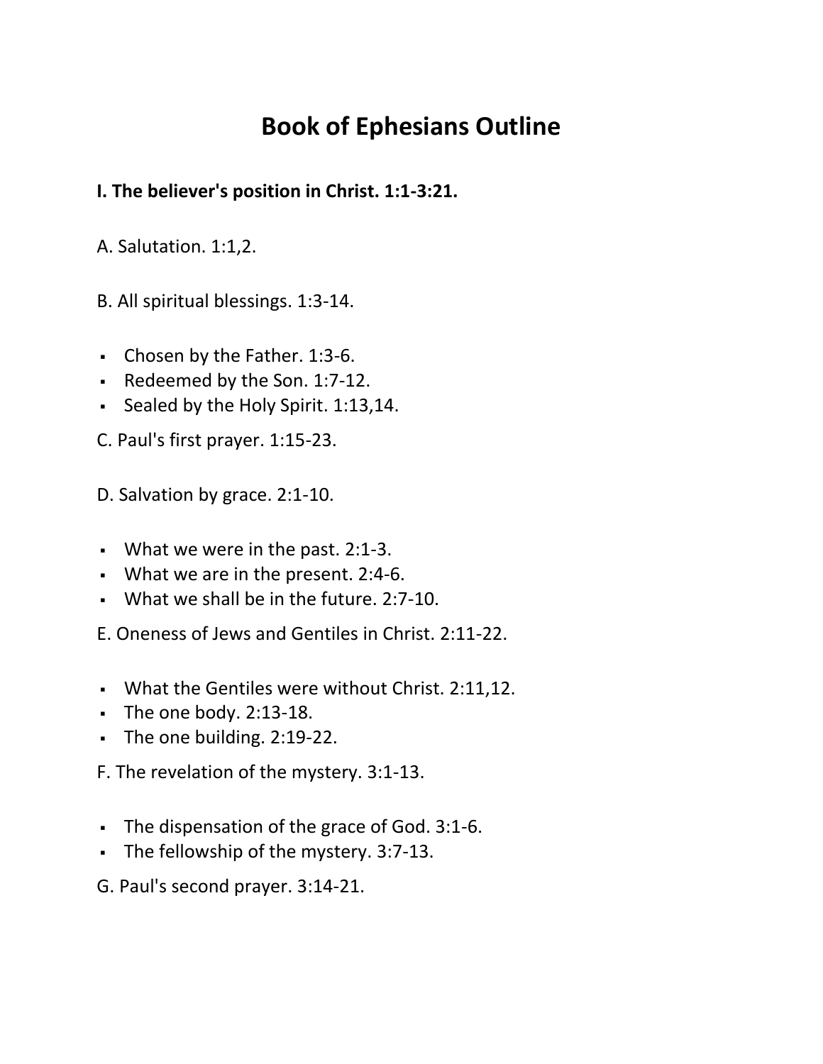# Book of Ephesians Outline

**I. The believer's position in Christ. 1:1-3:21.**

A. Salutation. 1:1,2.

B. All spiritual blessings. 1:3-14.

- Chosen by the Father. 1:3-6.
- Redeemed by the Son. 1:7-12.
- Sealed by the Holy Spirit. 1:13,14.

C. Paul's first prayer. 1:15-23.

D. Salvation by grace. 2:1-10.

- What we were in the past. 2:1-3.
- What we are in the present. 2:4-6.
- What we shall be in the future. 2:7-10.

E. Oneness of Jews and Gentiles in Christ. 2:11-22.

- What the Gentiles were without Christ. 2:11,12.
- The one body. 2:13-18.
- The one building. 2:19-22.

F. The revelation of the mystery. 3:1-13.

- The dispensation of the grace of God. 3:1-6.
- The fellowship of the mystery. 3:7-13.

G. Paul's second prayer. 3:14-21.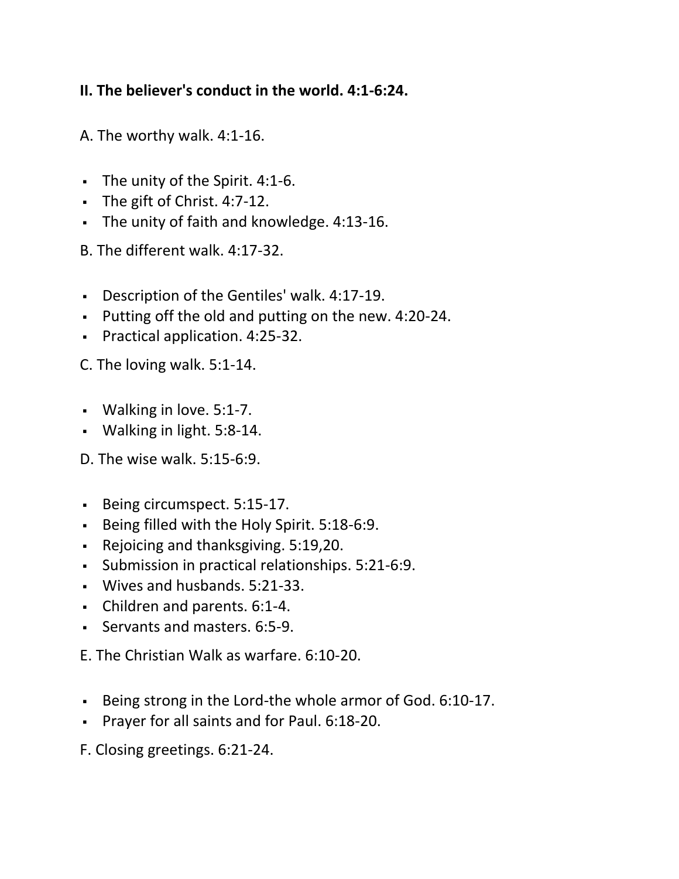**II. The believer's conduct in the world. 4:1-6:24.**

A. The worthy walk. 4:1-16.

- The unity of the Spirit. 4:1-6.
- The gift of Christ. 4:7-12.
- The unity of faith and knowledge. 4:13-16.

B. The different walk. 4:17-32.

- Description of the Gentiles' walk. 4:17-19.
- Putting off the old and putting on the new. 4:20-24.
- Practical application. 4:25-32.

C. The loving walk. 5:1-14.

- Walking in love. 5:1-7.
- Walking in light. 5:8-14.

D. The wise walk. 5:15-6:9.

- Being circumspect. 5:15-17.
- Being filled with the Holy Spirit. 5:18-6:9.
- Rejoicing and thanksgiving. 5:19,20.
- Submission in practical relationships. 5:21-6:9.
- Wives and husbands. 5:21-33.
- Children and parents. 6:1-4.
- Servants and masters. 6:5-9.

E. The Christian Walk as warfare. 6:10-20.

- Being strong in the Lord-the whole armor of God. 6:10-17.
- Prayer for all saints and for Paul. 6:18-20.

F. Closing greetings. 6:21-24.